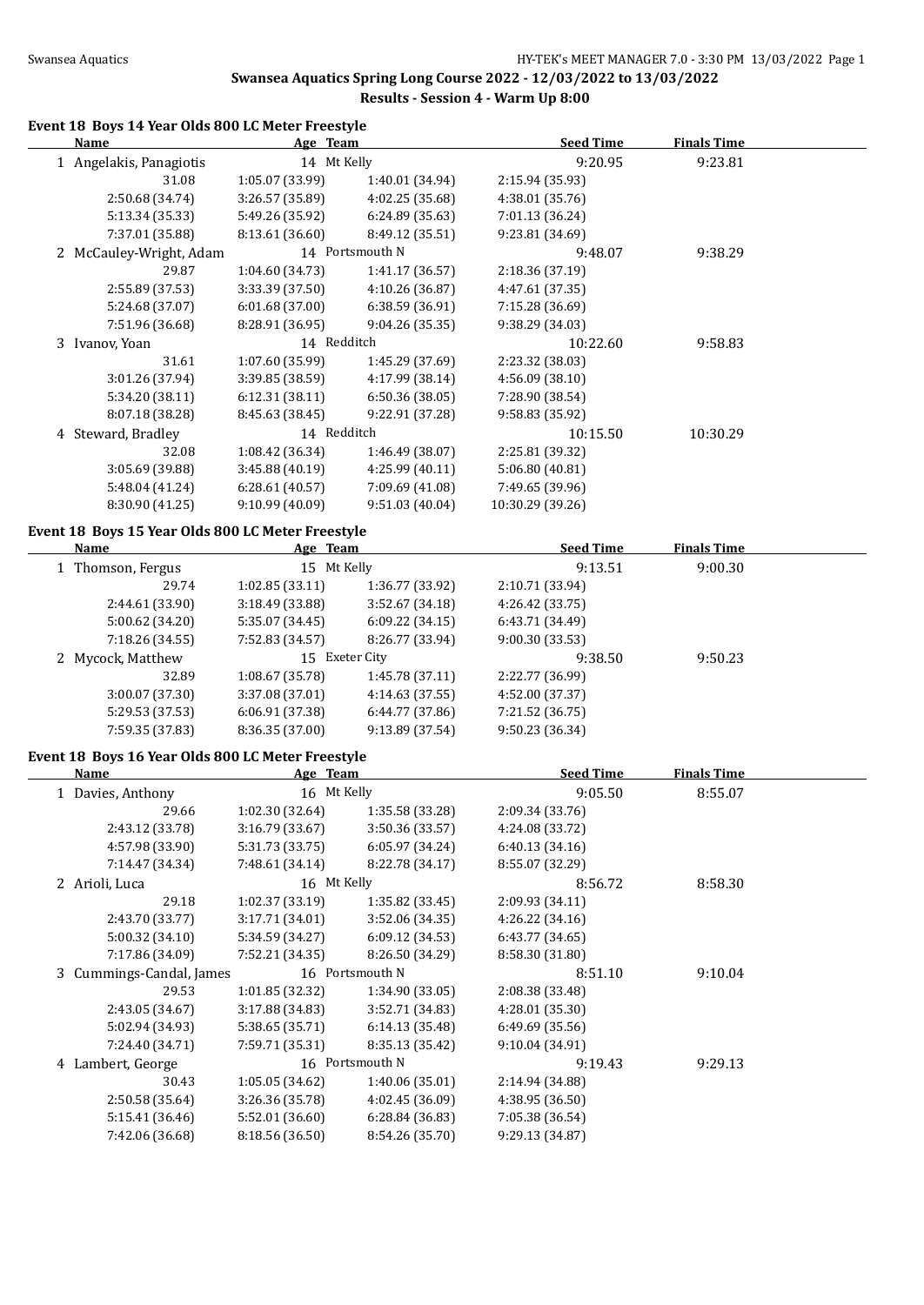# Swansea Aquatics Spring Long Course 2022 - 12/03/2022 to 13/03/2022

## Results - Session 4 - Warm Up 8:00

### Event 18 Boys 14 Year Olds 800 LC Meter Freestyle

| | Name | Age | Team | Seed Time | Finals Time |
|---|---|---|---|---|---|
| 1 | Angelakis, Panagiotis | 14 | Mt Kelly | 9:20.95 | 9:23.81 |
| | 31.08 | 1:05.07 (33.99) | 1:40.01 (34.94) | 2:15.94 (35.93) | |
| | 2:50.68 (34.74) | 3:26.57 (35.89) | 4:02.25 (35.68) | 4:38.01 (35.76) | |
| | 5:13.34 (35.33) | 5:49.26 (35.92) | 6:24.89 (35.63) | 7:01.13 (36.24) | |
| | 7:37.01 (35.88) | 8:13.61 (36.60) | 8:49.12 (35.51) | 9:23.81 (34.69) | |
| 2 | McCauley-Wright, Adam | 14 | Portsmouth N | 9:48.07 | 9:38.29 |
| | 29.87 | 1:04.60 (34.73) | 1:41.17 (36.57) | 2:18.36 (37.19) | |
| | 2:55.89 (37.53) | 3:33.39 (37.50) | 4:10.26 (36.87) | 4:47.61 (37.35) | |
| | 5:24.68 (37.07) | 6:01.68 (37.00) | 6:38.59 (36.91) | 7:15.28 (36.69) | |
| | 7:51.96 (36.68) | 8:28.91 (36.95) | 9:04.26 (35.35) | 9:38.29 (34.03) | |
| 3 | Ivanov, Yoan | 14 | Redditch | 10:22.60 | 9:58.83 |
| | 31.61 | 1:07.60 (35.99) | 1:45.29 (37.69) | 2:23.32 (38.03) | |
| | 3:01.26 (37.94) | 3:39.85 (38.59) | 4:17.99 (38.14) | 4:56.09 (38.10) | |
| | 5:34.20 (38.11) | 6:12.31 (38.11) | 6:50.36 (38.05) | 7:28.90 (38.54) | |
| | 8:07.18 (38.28) | 8:45.63 (38.45) | 9:22.91 (37.28) | 9:58.83 (35.92) | |
| 4 | Steward, Bradley | 14 | Redditch | 10:15.50 | 10:30.29 |
| | 32.08 | 1:08.42 (36.34) | 1:46.49 (38.07) | 2:25.81 (39.32) | |
| | 3:05.69 (39.88) | 3:45.88 (40.19) | 4:25.99 (40.11) | 5:06.80 (40.81) | |
| | 5:48.04 (41.24) | 6:28.61 (40.57) | 7:09.69 (41.08) | 7:49.65 (39.96) | |
| | 8:30.90 (41.25) | 9:10.99 (40.09) | 9:51.03 (40.04) | 10:30.29 (39.26) | |

### Event 18 Boys 15 Year Olds 800 LC Meter Freestyle

| | Name | Age | Team | Seed Time | Finals Time |
|---|---|---|---|---|---|
| 1 | Thomson, Fergus | 15 | Mt Kelly | 9:13.51 | 9:00.30 |
| | 29.74 | 1:02.85 (33.11) | 1:36.77 (33.92) | 2:10.71 (33.94) | |
| | 2:44.61 (33.90) | 3:18.49 (33.88) | 3:52.67 (34.18) | 4:26.42 (33.75) | |
| | 5:00.62 (34.20) | 5:35.07 (34.45) | 6:09.22 (34.15) | 6:43.71 (34.49) | |
| | 7:18.26 (34.55) | 7:52.83 (34.57) | 8:26.77 (33.94) | 9:00.30 (33.53) | |
| 2 | Mycock, Matthew | 15 | Exeter City | 9:38.50 | 9:50.23 |
| | 32.89 | 1:08.67 (35.78) | 1:45.78 (37.11) | 2:22.77 (36.99) | |
| | 3:00.07 (37.30) | 3:37.08 (37.01) | 4:14.63 (37.55) | 4:52.00 (37.37) | |
| | 5:29.53 (37.53) | 6:06.91 (37.38) | 6:44.77 (37.86) | 7:21.52 (36.75) | |
| | 7:59.35 (37.83) | 8:36.35 (37.00) | 9:13.89 (37.54) | 9:50.23 (36.34) | |

### Event 18 Boys 16 Year Olds 800 LC Meter Freestyle

| | Name | Age | Team | Seed Time | Finals Time |
|---|---|---|---|---|---|
| 1 | Davies, Anthony | 16 | Mt Kelly | 9:05.50 | 8:55.07 |
| | 29.66 | 1:02.30 (32.64) | 1:35.58 (33.28) | 2:09.34 (33.76) | |
| | 2:43.12 (33.78) | 3:16.79 (33.67) | 3:50.36 (33.57) | 4:24.08 (33.72) | |
| | 4:57.98 (33.90) | 5:31.73 (33.75) | 6:05.97 (34.24) | 6:40.13 (34.16) | |
| | 7:14.47 (34.34) | 7:48.61 (34.14) | 8:22.78 (34.17) | 8:55.07 (32.29) | |
| 2 | Arioli, Luca | 16 | Mt Kelly | 8:56.72 | 8:58.30 |
| | 29.18 | 1:02.37 (33.19) | 1:35.82 (33.45) | 2:09.93 (34.11) | |
| | 2:43.70 (33.77) | 3:17.71 (34.01) | 3:52.06 (34.35) | 4:26.22 (34.16) | |
| | 5:00.32 (34.10) | 5:34.59 (34.27) | 6:09.12 (34.53) | 6:43.77 (34.65) | |
| | 7:17.86 (34.09) | 7:52.21 (34.35) | 8:26.50 (34.29) | 8:58.30 (31.80) | |
| 3 | Cummings-Candal, James | 16 | Portsmouth N | 8:51.10 | 9:10.04 |
| | 29.53 | 1:01.85 (32.32) | 1:34.90 (33.05) | 2:08.38 (33.48) | |
| | 2:43.05 (34.67) | 3:17.88 (34.83) | 3:52.71 (34.83) | 4:28.01 (35.30) | |
| | 5:02.94 (34.93) | 5:38.65 (35.71) | 6:14.13 (35.48) | 6:49.69 (35.56) | |
| | 7:24.40 (34.71) | 7:59.71 (35.31) | 8:35.13 (35.42) | 9:10.04 (34.91) | |
| 4 | Lambert, George | 16 | Portsmouth N | 9:19.43 | 9:29.13 |
| | 30.43 | 1:05.05 (34.62) | 1:40.06 (35.01) | 2:14.94 (34.88) | |
| | 2:50.58 (35.64) | 3:26.36 (35.78) | 4:02.45 (36.09) | 4:38.95 (36.50) | |
| | 5:15.41 (36.46) | 5:52.01 (36.60) | 6:28.84 (36.83) | 7:05.38 (36.54) | |
| | 7:42.06 (36.68) | 8:18.56 (36.50) | 8:54.26 (35.70) | 9:29.13 (34.87) | |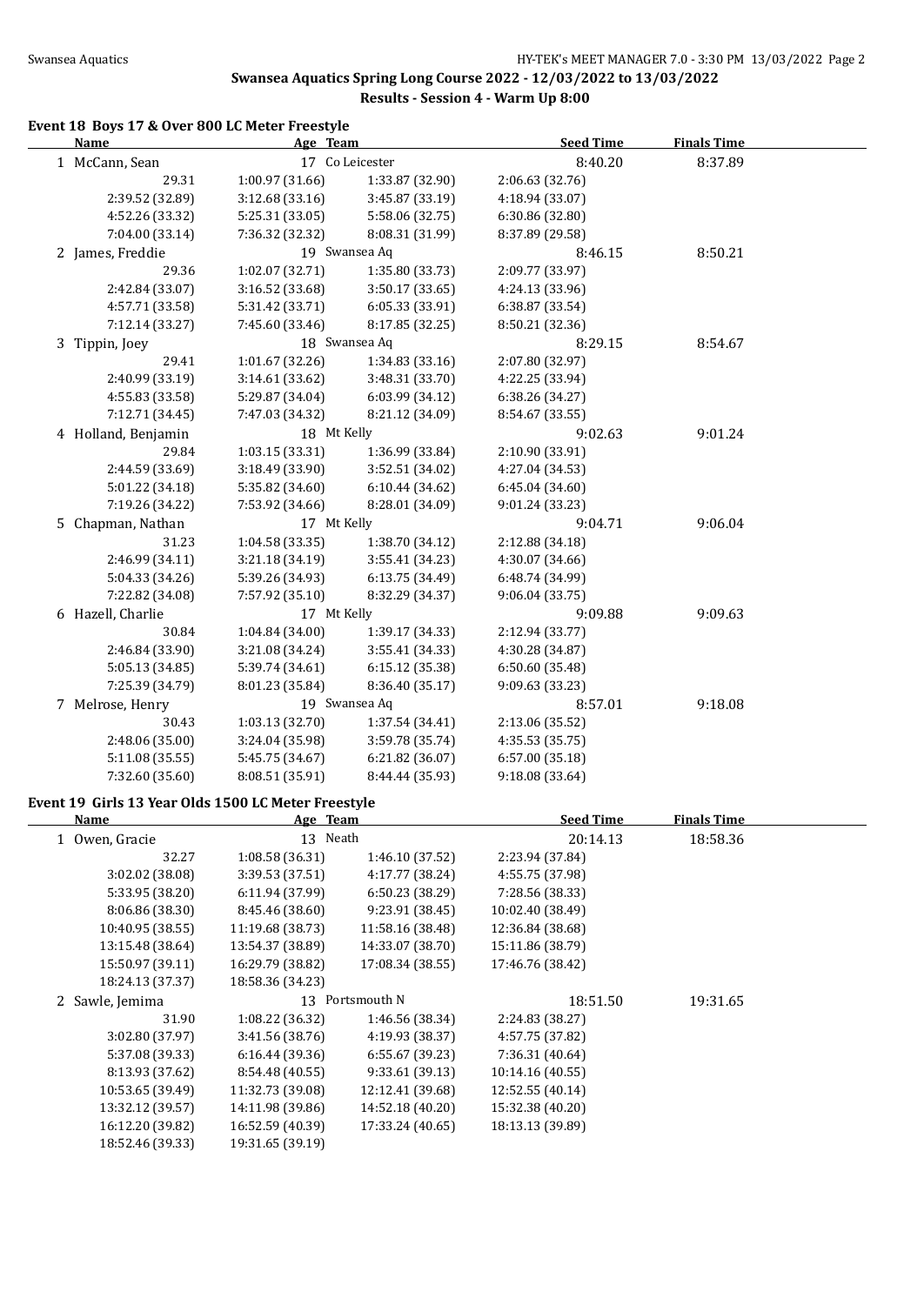## Swansea Aquatics Spring Long Course 2022 - 12/03/2022 to 13/03/2022

### Results - Session 4 - Warm Up 8:00

#### Event 18 Boys 17 & Over 800 LC Meter Freestyle

| Name | Age | Team | Seed Time | Finals Time |
|---|---|---|---|---|
| 1 McCann, Sean | 17 | Co Leicester | 8:40.20 | 8:37.89 |
| 29.31 | 1:00.97 (31.66) | 1:33.87 (32.90) | 2:06.63 (32.76) | |
| 2:39.52 (32.89) | 3:12.68 (33.16) | 3:45.87 (33.19) | 4:18.94 (33.07) | |
| 4:52.26 (33.32) | 5:25.31 (33.05) | 5:58.06 (32.75) | 6:30.86 (32.80) | |
| 7:04.00 (33.14) | 7:36.32 (32.32) | 8:08.31 (31.99) | 8:37.89 (29.58) | |
| 2 James, Freddie | 19 | Swansea Aq | 8:46.15 | 8:50.21 |
| 29.36 | 1:02.07 (32.71) | 1:35.80 (33.73) | 2:09.77 (33.97) | |
| 2:42.84 (33.07) | 3:16.52 (33.68) | 3:50.17 (33.65) | 4:24.13 (33.96) | |
| 4:57.71 (33.58) | 5:31.42 (33.71) | 6:05.33 (33.91) | 6:38.87 (33.54) | |
| 7:12.14 (33.27) | 7:45.60 (33.46) | 8:17.85 (32.25) | 8:50.21 (32.36) | |
| 3 Tippin, Joey | 18 | Swansea Aq | 8:29.15 | 8:54.67 |
| 29.41 | 1:01.67 (32.26) | 1:34.83 (33.16) | 2:07.80 (32.97) | |
| 2:40.99 (33.19) | 3:14.61 (33.62) | 3:48.31 (33.70) | 4:22.25 (33.94) | |
| 4:55.83 (33.58) | 5:29.87 (34.04) | 6:03.99 (34.12) | 6:38.26 (34.27) | |
| 7:12.71 (34.45) | 7:47.03 (34.32) | 8:21.12 (34.09) | 8:54.67 (33.55) | |
| 4 Holland, Benjamin | 18 | Mt Kelly | 9:02.63 | 9:01.24 |
| 29.84 | 1:03.15 (33.31) | 1:36.99 (33.84) | 2:10.90 (33.91) | |
| 2:44.59 (33.69) | 3:18.49 (33.90) | 3:52.51 (34.02) | 4:27.04 (34.53) | |
| 5:01.22 (34.18) | 5:35.82 (34.60) | 6:10.44 (34.62) | 6:45.04 (34.60) | |
| 7:19.26 (34.22) | 7:53.92 (34.66) | 8:28.01 (34.09) | 9:01.24 (33.23) | |
| 5 Chapman, Nathan | 17 | Mt Kelly | 9:04.71 | 9:06.04 |
| 31.23 | 1:04.58 (33.35) | 1:38.70 (34.12) | 2:12.88 (34.18) | |
| 2:46.99 (34.11) | 3:21.18 (34.19) | 3:55.41 (34.23) | 4:30.07 (34.66) | |
| 5:04.33 (34.26) | 5:39.26 (34.93) | 6:13.75 (34.49) | 6:48.74 (34.99) | |
| 7:22.82 (34.08) | 7:57.92 (35.10) | 8:32.29 (34.37) | 9:06.04 (33.75) | |
| 6 Hazell, Charlie | 17 | Mt Kelly | 9:09.88 | 9:09.63 |
| 30.84 | 1:04.84 (34.00) | 1:39.17 (34.33) | 2:12.94 (33.77) | |
| 2:46.84 (33.90) | 3:21.08 (34.24) | 3:55.41 (34.33) | 4:30.28 (34.87) | |
| 5:05.13 (34.85) | 5:39.74 (34.61) | 6:15.12 (35.38) | 6:50.60 (35.48) | |
| 7:25.39 (34.79) | 8:01.23 (35.84) | 8:36.40 (35.17) | 9:09.63 (33.23) | |
| 7 Melrose, Henry | 19 | Swansea Aq | 8:57.01 | 9:18.08 |
| 30.43 | 1:03.13 (32.70) | 1:37.54 (34.41) | 2:13.06 (35.52) | |
| 2:48.06 (35.00) | 3:24.04 (35.98) | 3:59.78 (35.74) | 4:35.53 (35.75) | |
| 5:11.08 (35.55) | 5:45.75 (34.67) | 6:21.82 (36.07) | 6:57.00 (35.18) | |
| 7:32.60 (35.60) | 8:08.51 (35.91) | 8:44.44 (35.93) | 9:18.08 (33.64) | |

#### Event 19 Girls 13 Year Olds 1500 LC Meter Freestyle

| Name | Age | Team | Seed Time | Finals Time |
|---|---|---|---|---|
| 1 Owen, Gracie | 13 | Neath | 20:14.13 | 18:58.36 |
| 32.27 | 1:08.58 (36.31) | 1:46.10 (37.52) | 2:23.94 (37.84) | |
| 3:02.02 (38.08) | 3:39.53 (37.51) | 4:17.77 (38.24) | 4:55.75 (37.98) | |
| 5:33.95 (38.20) | 6:11.94 (37.99) | 6:50.23 (38.29) | 7:28.56 (38.33) | |
| 8:06.86 (38.30) | 8:45.46 (38.60) | 9:23.91 (38.45) | 10:02.40 (38.49) | |
| 10:40.95 (38.55) | 11:19.68 (38.73) | 11:58.16 (38.48) | 12:36.84 (38.68) | |
| 13:15.48 (38.64) | 13:54.37 (38.89) | 14:33.07 (38.70) | 15:11.86 (38.79) | |
| 15:50.97 (39.11) | 16:29.79 (38.82) | 17:08.34 (38.55) | 17:46.76 (38.42) | |
| 18:24.13 (37.37) | 18:58.36 (34.23) | | | |
| 2 Sawle, Jemima | 13 | Portsmouth N | 18:51.50 | 19:31.65 |
| 31.90 | 1:08.22 (36.32) | 1:46.56 (38.34) | 2:24.83 (38.27) | |
| 3:02.80 (37.97) | 3:41.56 (38.76) | 4:19.93 (38.37) | 4:57.75 (37.82) | |
| 5:37.08 (39.33) | 6:16.44 (39.36) | 6:55.67 (39.23) | 7:36.31 (40.64) | |
| 8:13.93 (37.62) | 8:54.48 (40.55) | 9:33.61 (39.13) | 10:14.16 (40.55) | |
| 10:53.65 (39.49) | 11:32.73 (39.08) | 12:12.41 (39.68) | 12:52.55 (40.14) | |
| 13:32.12 (39.57) | 14:11.98 (39.86) | 14:52.18 (40.20) | 15:32.38 (40.20) | |
| 16:12.20 (39.82) | 16:52.59 (40.39) | 17:33.24 (40.65) | 18:13.13 (39.89) | |
| 18:52.46 (39.33) | 19:31.65 (39.19) | | | |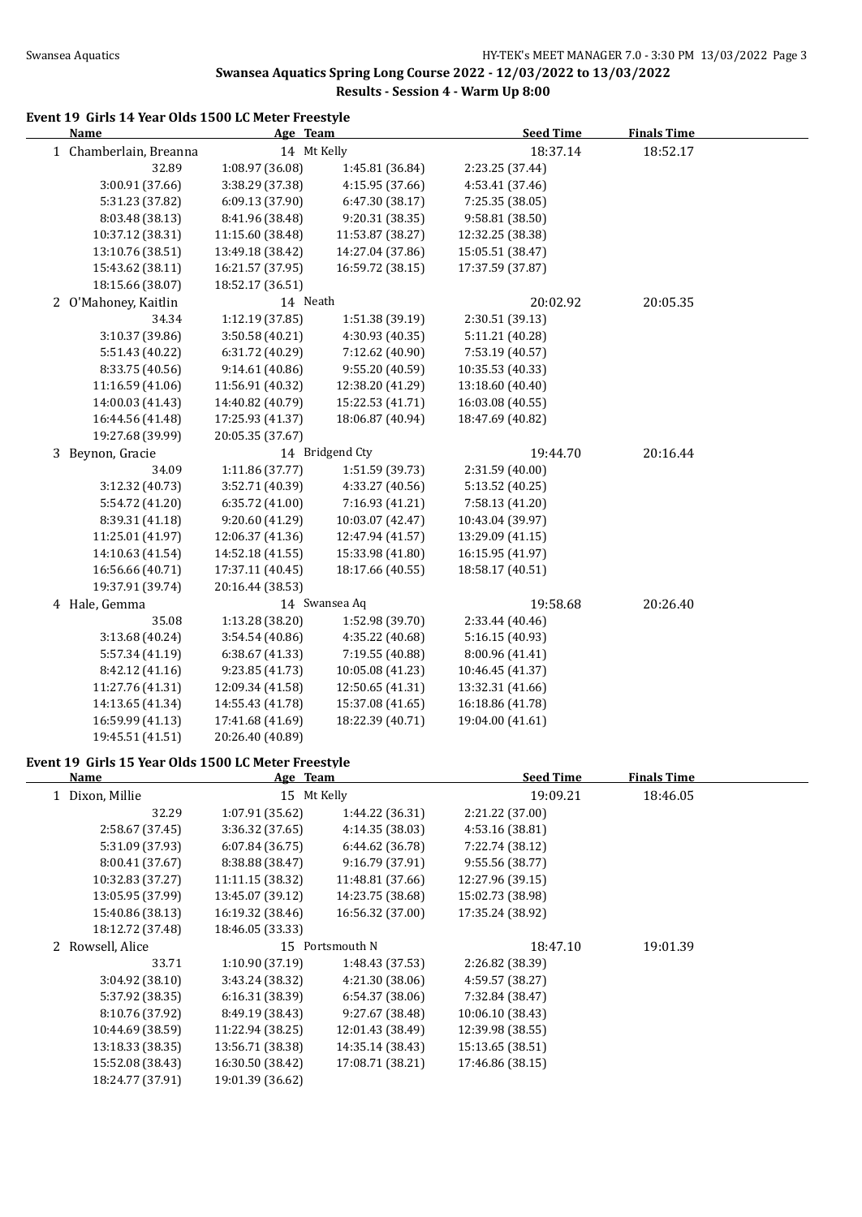## Swansea Aquatics Spring Long Course 2022 - 12/03/2022 to 13/03/2022

### Results - Session 4 - Warm Up 8:00

#### Event 19 Girls 14 Year Olds 1500 LC Meter Freestyle

| Name | Age Team | | Seed Time | Finals Time |
|---|---|---|---|---|
| 1 Chamberlain, Breanna | 14 Mt Kelly | | 18:37.14 | 18:52.17 |
| 32.89 | 1:08.97 (36.08) | 1:45.81 (36.84) | 2:23.25 (37.44) | |
| 3:00.91 (37.66) | 3:38.29 (37.38) | 4:15.95 (37.66) | 4:53.41 (37.46) | |
| 5:31.23 (37.82) | 6:09.13 (37.90) | 6:47.30 (38.17) | 7:25.35 (38.05) | |
| 8:03.48 (38.13) | 8:41.96 (38.48) | 9:20.31 (38.35) | 9:58.81 (38.50) | |
| 10:37.12 (38.31) | 11:15.60 (38.48) | 11:53.87 (38.27) | 12:32.25 (38.38) | |
| 13:10.76 (38.51) | 13:49.18 (38.42) | 14:27.04 (37.86) | 15:05.51 (38.47) | |
| 15:43.62 (38.11) | 16:21.57 (37.95) | 16:59.72 (38.15) | 17:37.59 (37.87) | |
| 18:15.66 (38.07) | 18:52.17 (36.51) | | | |
| 2 O'Mahoney, Kaitlin | 14 Neath | | 20:02.92 | 20:05.35 |
| 34.34 | 1:12.19 (37.85) | 1:51.38 (39.19) | 2:30.51 (39.13) | |
| 3:10.37 (39.86) | 3:50.58 (40.21) | 4:30.93 (40.35) | 5:11.21 (40.28) | |
| 5:51.43 (40.22) | 6:31.72 (40.29) | 7:12.62 (40.90) | 7:53.19 (40.57) | |
| 8:33.75 (40.56) | 9:14.61 (40.86) | 9:55.20 (40.59) | 10:35.53 (40.33) | |
| 11:16.59 (41.06) | 11:56.91 (40.32) | 12:38.20 (41.29) | 13:18.60 (40.40) | |
| 14:00.03 (41.43) | 14:40.82 (40.79) | 15:22.53 (41.71) | 16:03.08 (40.55) | |
| 16:44.56 (41.48) | 17:25.93 (41.37) | 18:06.87 (40.94) | 18:47.69 (40.82) | |
| 19:27.68 (39.99) | 20:05.35 (37.67) | | | |
| 3 Beynon, Gracie | 14 Bridgend Cty | | 19:44.70 | 20:16.44 |
| 34.09 | 1:11.86 (37.77) | 1:51.59 (39.73) | 2:31.59 (40.00) | |
| 3:12.32 (40.73) | 3:52.71 (40.39) | 4:33.27 (40.56) | 5:13.52 (40.25) | |
| 5:54.72 (41.20) | 6:35.72 (41.00) | 7:16.93 (41.21) | 7:58.13 (41.20) | |
| 8:39.31 (41.18) | 9:20.60 (41.29) | 10:03.07 (42.47) | 10:43.04 (39.97) | |
| 11:25.01 (41.97) | 12:06.37 (41.36) | 12:47.94 (41.57) | 13:29.09 (41.15) | |
| 14:10.63 (41.54) | 14:52.18 (41.55) | 15:33.98 (41.80) | 16:15.95 (41.97) | |
| 16:56.66 (40.71) | 17:37.11 (40.45) | 18:17.66 (40.55) | 18:58.17 (40.51) | |
| 19:37.91 (39.74) | 20:16.44 (38.53) | | | |
| 4 Hale, Gemma | 14 Swansea Aq | | 19:58.68 | 20:26.40 |
| 35.08 | 1:13.28 (38.20) | 1:52.98 (39.70) | 2:33.44 (40.46) | |
| 3:13.68 (40.24) | 3:54.54 (40.86) | 4:35.22 (40.68) | 5:16.15 (40.93) | |
| 5:57.34 (41.19) | 6:38.67 (41.33) | 7:19.55 (40.88) | 8:00.96 (41.41) | |
| 8:42.12 (41.16) | 9:23.85 (41.73) | 10:05.08 (41.23) | 10:46.45 (41.37) | |
| 11:27.76 (41.31) | 12:09.34 (41.58) | 12:50.65 (41.31) | 13:32.31 (41.66) | |
| 14:13.65 (41.34) | 14:55.43 (41.78) | 15:37.08 (41.65) | 16:18.86 (41.78) | |
| 16:59.99 (41.13) | 17:41.68 (41.69) | 18:22.39 (40.71) | 19:04.00 (41.61) | |
| 19:45.51 (41.51) | 20:26.40 (40.89) | | | |

#### Event 19 Girls 15 Year Olds 1500 LC Meter Freestyle

| Name | Age Team | | Seed Time | Finals Time |
|---|---|---|---|---|
| 1 Dixon, Millie | 15 Mt Kelly | | 19:09.21 | 18:46.05 |
| 32.29 | 1:07.91 (35.62) | 1:44.22 (36.31) | 2:21.22 (37.00) | |
| 2:58.67 (37.45) | 3:36.32 (37.65) | 4:14.35 (38.03) | 4:53.16 (38.81) | |
| 5:31.09 (37.93) | 6:07.84 (36.75) | 6:44.62 (36.78) | 7:22.74 (38.12) | |
| 8:00.41 (37.67) | 8:38.88 (38.47) | 9:16.79 (37.91) | 9:55.56 (38.77) | |
| 10:32.83 (37.27) | 11:11.15 (38.32) | 11:48.81 (37.66) | 12:27.96 (39.15) | |
| 13:05.95 (37.99) | 13:45.07 (39.12) | 14:23.75 (38.68) | 15:02.73 (38.98) | |
| 15:40.86 (38.13) | 16:19.32 (38.46) | 16:56.32 (37.00) | 17:35.24 (38.92) | |
| 18:12.72 (37.48) | 18:46.05 (33.33) | | | |
| 2 Rowsell, Alice | 15 Portsmouth N | | 18:47.10 | 19:01.39 |
| 33.71 | 1:10.90 (37.19) | 1:48.43 (37.53) | 2:26.82 (38.39) | |
| 3:04.92 (38.10) | 3:43.24 (38.32) | 4:21.30 (38.06) | 4:59.57 (38.27) | |
| 5:37.92 (38.35) | 6:16.31 (38.39) | 6:54.37 (38.06) | 7:32.84 (38.47) | |
| 8:10.76 (37.92) | 8:49.19 (38.43) | 9:27.67 (38.48) | 10:06.10 (38.43) | |
| 10:44.69 (38.59) | 11:22.94 (38.25) | 12:01.43 (38.49) | 12:39.98 (38.55) | |
| 13:18.33 (38.35) | 13:56.71 (38.38) | 14:35.14 (38.43) | 15:13.65 (38.51) | |
| 15:52.08 (38.43) | 16:30.50 (38.42) | 17:08.71 (38.21) | 17:46.86 (38.15) | |
| 18:24.77 (37.91) | 19:01.39 (36.62) | | | |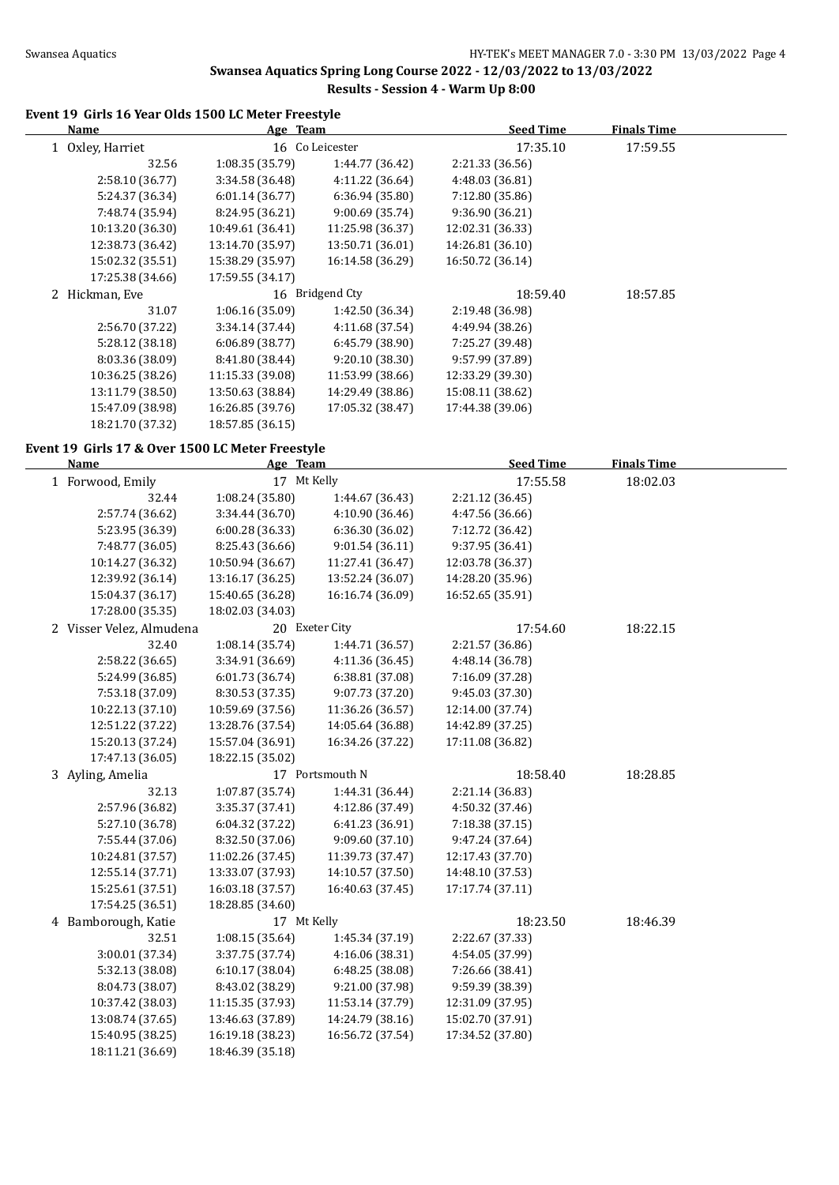## Swansea Aquatics Spring Long Course 2022 - 12/03/2022 to 13/03/2022

### Results - Session 4 - Warm Up 8:00

#### Event 19 Girls 16 Year Olds 1500 LC Meter Freestyle

| Name | Age | Team | Seed Time | Finals Time |
|---|---|---|---|---|
| 1 Oxley, Harriet | 16 | Co Leicester | 17:35.10 | 17:59.55 |

| | | | |
|---|---|---|---|
| 32.56 | 1:08.35 (35.79) | 1:44.77 (36.42) | 2:21.33 (36.56) |
| 2:58.10 (36.77) | 3:34.58 (36.48) | 4:11.22 (36.64) | 4:48.03 (36.81) |
| 5:24.37 (36.34) | 6:01.14 (36.77) | 6:36.94 (35.80) | 7:12.80 (35.86) |
| 7:48.74 (35.94) | 8:24.95 (36.21) | 9:00.69 (35.74) | 9:36.90 (36.21) |
| 10:13.20 (36.30) | 10:49.61 (36.41) | 11:25.98 (36.37) | 12:02.31 (36.33) |
| 12:38.73 (36.42) | 13:14.70 (35.97) | 13:50.71 (36.01) | 14:26.81 (36.10) |
| 15:02.32 (35.51) | 15:38.29 (35.97) | 16:14.58 (36.29) | 16:50.72 (36.14) |
| 17:25.38 (34.66) | 17:59.55 (34.17) | | |

| Name | Age | Team | Seed Time | Finals Time |
|---|---|---|---|---|
| 2 Hickman, Eve | 16 | Bridgend Cty | 18:59.40 | 18:57.85 |

| | | | |
|---|---|---|---|
| 31.07 | 1:06.16 (35.09) | 1:42.50 (36.34) | 2:19.48 (36.98) |
| 2:56.70 (37.22) | 3:34.14 (37.44) | 4:11.68 (37.54) | 4:49.94 (38.26) |
| 5:28.12 (38.18) | 6:06.89 (38.77) | 6:45.79 (38.90) | 7:25.27 (39.48) |
| 8:03.36 (38.09) | 8:41.80 (38.44) | 9:20.10 (38.30) | 9:57.99 (37.89) |
| 10:36.25 (38.26) | 11:15.33 (39.08) | 11:53.99 (38.66) | 12:33.29 (39.30) |
| 13:11.79 (38.50) | 13:50.63 (38.84) | 14:29.49 (38.86) | 15:08.11 (38.62) |
| 15:47.09 (38.98) | 16:26.85 (39.76) | 17:05.32 (38.47) | 17:44.38 (39.06) |
| 18:21.70 (37.32) | 18:57.85 (36.15) | | |

#### Event 19 Girls 17 & Over 1500 LC Meter Freestyle

| Name | Age | Team | Seed Time | Finals Time |
|---|---|---|---|---|
| 1 Forwood, Emily | 17 | Mt Kelly | 17:55.58 | 18:02.03 |

| | | | |
|---|---|---|---|
| 32.44 | 1:08.24 (35.80) | 1:44.67 (36.43) | 2:21.12 (36.45) |
| 2:57.74 (36.62) | 3:34.44 (36.70) | 4:10.90 (36.46) | 4:47.56 (36.66) |
| 5:23.95 (36.39) | 6:00.28 (36.33) | 6:36.30 (36.02) | 7:12.72 (36.42) |
| 7:48.77 (36.05) | 8:25.43 (36.66) | 9:01.54 (36.11) | 9:37.95 (36.41) |
| 10:14.27 (36.32) | 10:50.94 (36.67) | 11:27.41 (36.47) | 12:03.78 (36.37) |
| 12:39.92 (36.14) | 13:16.17 (36.25) | 13:52.24 (36.07) | 14:28.20 (35.96) |
| 15:04.37 (36.17) | 15:40.65 (36.28) | 16:16.74 (36.09) | 16:52.65 (35.91) |
| 17:28.00 (35.35) | 18:02.03 (34.03) | | |

| Name | Age | Team | Seed Time | Finals Time |
|---|---|---|---|---|
| 2 Visser Velez, Almudena | 20 | Exeter City | 17:54.60 | 18:22.15 |

| | | | |
|---|---|---|---|
| 32.40 | 1:08.14 (35.74) | 1:44.71 (36.57) | 2:21.57 (36.86) |
| 2:58.22 (36.65) | 3:34.91 (36.69) | 4:11.36 (36.45) | 4:48.14 (36.78) |
| 5:24.99 (36.85) | 6:01.73 (36.74) | 6:38.81 (37.08) | 7:16.09 (37.28) |
| 7:53.18 (37.09) | 8:30.53 (37.35) | 9:07.73 (37.20) | 9:45.03 (37.30) |
| 10:22.13 (37.10) | 10:59.69 (37.56) | 11:36.26 (36.57) | 12:14.00 (37.74) |
| 12:51.22 (37.22) | 13:28.76 (37.54) | 14:05.64 (36.88) | 14:42.89 (37.25) |
| 15:20.13 (37.24) | 15:57.04 (36.91) | 16:34.26 (37.22) | 17:11.08 (36.82) |
| 17:47.13 (36.05) | 18:22.15 (35.02) | | |

| Name | Age | Team | Seed Time | Finals Time |
|---|---|---|---|---|
| 3 Ayling, Amelia | 17 | Portsmouth N | 18:58.40 | 18:28.85 |

| | | | |
|---|---|---|---|
| 32.13 | 1:07.87 (35.74) | 1:44.31 (36.44) | 2:21.14 (36.83) |
| 2:57.96 (36.82) | 3:35.37 (37.41) | 4:12.86 (37.49) | 4:50.32 (37.46) |
| 5:27.10 (36.78) | 6:04.32 (37.22) | 6:41.23 (36.91) | 7:18.38 (37.15) |
| 7:55.44 (37.06) | 8:32.50 (37.06) | 9:09.60 (37.10) | 9:47.24 (37.64) |
| 10:24.81 (37.57) | 11:02.26 (37.45) | 11:39.73 (37.47) | 12:17.43 (37.70) |
| 12:55.14 (37.71) | 13:33.07 (37.93) | 14:10.57 (37.50) | 14:48.10 (37.53) |
| 15:25.61 (37.51) | 16:03.18 (37.57) | 16:40.63 (37.45) | 17:17.74 (37.11) |
| 17:54.25 (36.51) | 18:28.85 (34.60) | | |

| Name | Age | Team | Seed Time | Finals Time |
|---|---|---|---|---|
| 4 Bamborough, Katie | 17 | Mt Kelly | 18:23.50 | 18:46.39 |

| | | | |
|---|---|---|---|
| 32.51 | 1:08.15 (35.64) | 1:45.34 (37.19) | 2:22.67 (37.33) |
| 3:00.01 (37.34) | 3:37.75 (37.74) | 4:16.06 (38.31) | 4:54.05 (37.99) |
| 5:32.13 (38.08) | 6:10.17 (38.04) | 6:48.25 (38.08) | 7:26.66 (38.41) |
| 8:04.73 (38.07) | 8:43.02 (38.29) | 9:21.00 (37.98) | 9:59.39 (38.39) |
| 10:37.42 (38.03) | 11:15.35 (37.93) | 11:53.14 (37.79) | 12:31.09 (37.95) |
| 13:08.74 (37.65) | 13:46.63 (37.89) | 14:24.79 (38.16) | 15:02.70 (37.91) |
| 15:40.95 (38.25) | 16:19.18 (38.23) | 16:56.72 (37.54) | 17:34.52 (37.80) |
| 18:11.21 (36.69) | 18:46.39 (35.18) | | |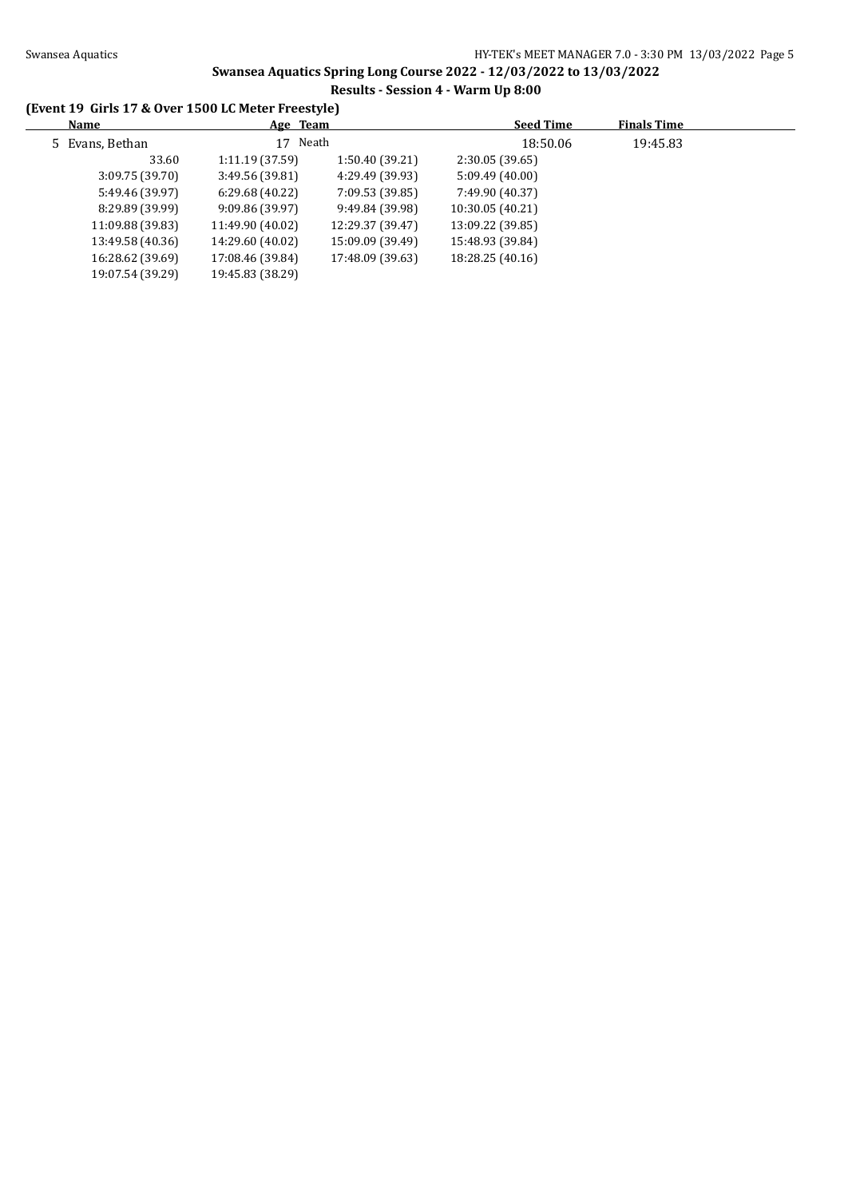## Swansea Aquatics Spring Long Course 2022 - 12/03/2022 to 13/03/2022

### Results - Session 4 - Warm Up 8:00

#### (Event 19 Girls 17 & Over 1500 LC Meter Freestyle)

| Name | Age | Team | Seed Time | Finals Time |
|---|---|---|---|---|
| 5 Evans, Bethan | 17 | Neath | 18:50.06 | 19:45.83 |

| | | | |
|---|---|---|---|
| 33.60 | 1:11.19 (37.59) | 1:50.40 (39.21) | 2:30.05 (39.65) |
| 3:09.75 (39.70) | 3:49.56 (39.81) | 4:29.49 (39.93) | 5:09.49 (40.00) |
| 5:49.46 (39.97) | 6:29.68 (40.22) | 7:09.53 (39.85) | 7:49.90 (40.37) |
| 8:29.89 (39.99) | 9:09.86 (39.97) | 9:49.84 (39.98) | 10:30.05 (40.21) |
| 11:09.88 (39.83) | 11:49.90 (40.02) | 12:29.37 (39.47) | 13:09.22 (39.85) |
| 13:49.58 (40.36) | 14:29.60 (40.02) | 15:09.09 (39.49) | 15:48.93 (39.84) |
| 16:28.62 (39.69) | 17:08.46 (39.84) | 17:48.09 (39.63) | 18:28.25 (40.16) |
| 19:07.54 (39.29) | 19:45.83 (38.29) | | |